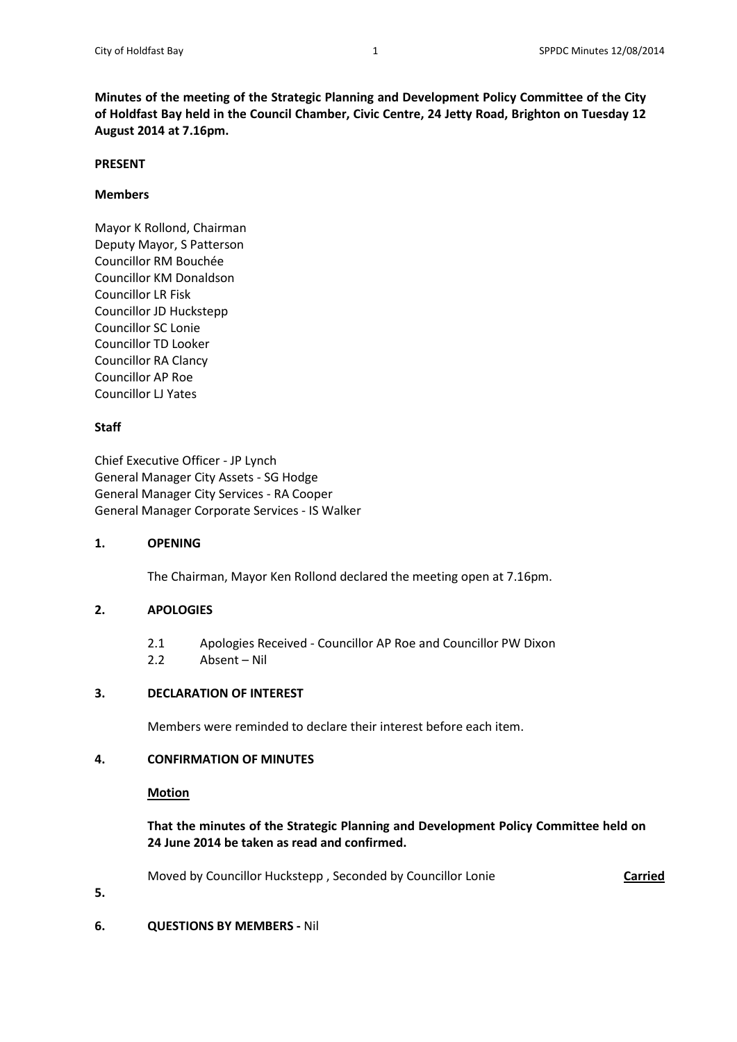**Minutes of the meeting of the Strategic Planning and Development Policy Committee of the City of Holdfast Bay held in the Council Chamber, Civic Centre, 24 Jetty Road, Brighton on Tuesday 12 August 2014 at 7.16pm.**

**PRESENT**

**Members**

Mayor K Rollond, Chairman
Deputy Mayor, S Patterson
Councillor RM Bouchée
Councillor KM Donaldson
Councillor LR Fisk
Councillor JD Huckstepp
Councillor SC Lonie
Councillor TD Looker
Councillor RA Clancy
Councillor AP Roe
Councillor LJ Yates

**Staff**

Chief Executive Officer - JP Lynch
General Manager City Assets - SG Hodge
General Manager City Services - RA Cooper
General Manager Corporate Services - IS Walker

**1. OPENING**

The Chairman, Mayor Ken Rollond declared the meeting open at 7.16pm.

**2. APOLOGIES**

2.1 Apologies Received - Councillor AP Roe and Councillor PW Dixon
2.2 Absent – Nil

**3. DECLARATION OF INTEREST**

Members were reminded to declare their interest before each item.

**4. CONFIRMATION OF MINUTES**

**Motion**

**That the minutes of the Strategic Planning and Development Policy Committee held on 24 June 2014 be taken as read and confirmed.**

Moved by Councillor Huckstepp , Seconded by Councillor Lonie **Carried**

**5.**

**6. QUESTIONS BY MEMBERS -** Nil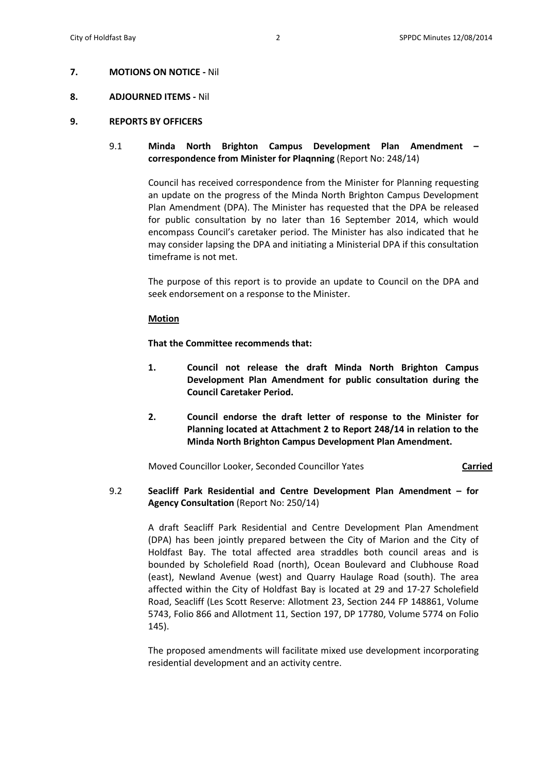**7. MOTIONS ON NOTICE -** Nil

**8. ADJOURNED ITEMS -** Nil

**9. REPORTS BY OFFICERS**

9.1 **Minda North Brighton Campus Development Plan Amendment – correspondence from Minister for Plaqnning** (Report No: 248/14)

Council has received correspondence from the Minister for Planning requesting an update on the progress of the Minda North Brighton Campus Development Plan Amendment (DPA). The Minister has requested that the DPA be released for public consultation by no later than 16 September 2014, which would encompass Council's caretaker period. The Minister has also indicated that he may consider lapsing the DPA and initiating a Ministerial DPA if this consultation timeframe is not met.

The purpose of this report is to provide an update to Council on the DPA and seek endorsement on a response to the Minister.

**Motion**

**That the Committee recommends that:**

1. **Council not release the draft Minda North Brighton Campus Development Plan Amendment for public consultation during the Council Caretaker Period.**

2. **Council endorse the draft letter of response to the Minister for Planning located at Attachment 2 to Report 248/14 in relation to the Minda North Brighton Campus Development Plan Amendment.**

Moved Councillor Looker, Seconded Councillor Yates **Carried**

9.2 **Seacliff Park Residential and Centre Development Plan Amendment – for Agency Consultation** (Report No: 250/14)

A draft Seacliff Park Residential and Centre Development Plan Amendment (DPA) has been jointly prepared between the City of Marion and the City of Holdfast Bay. The total affected area straddles both council areas and is bounded by Scholefield Road (north), Ocean Boulevard and Clubhouse Road (east), Newland Avenue (west) and Quarry Haulage Road (south). The area affected within the City of Holdfast Bay is located at 29 and 17-27 Scholefield Road, Seacliff (Les Scott Reserve: Allotment 23, Section 244 FP 148861, Volume 5743, Folio 866 and Allotment 11, Section 197, DP 17780, Volume 5774 on Folio 145).

The proposed amendments will facilitate mixed use development incorporating residential development and an activity centre.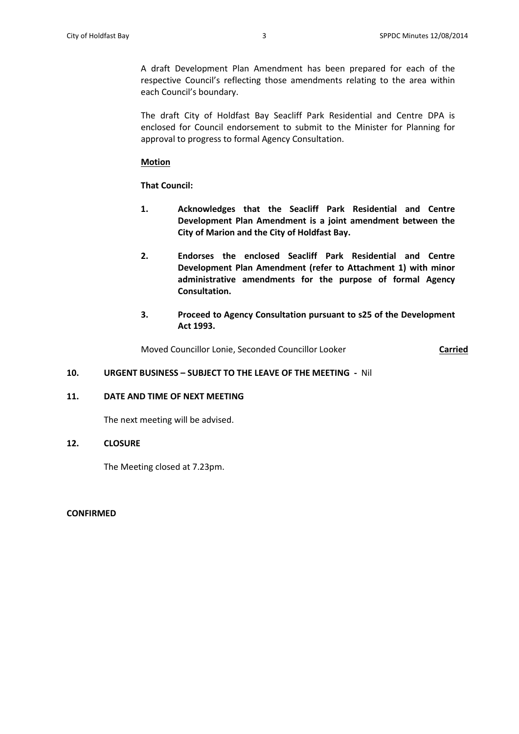A draft Development Plan Amendment has been prepared for each of the respective Council's reflecting those amendments relating to the area within each Council's boundary.

The draft City of Holdfast Bay Seacliff Park Residential and Centre DPA is enclosed for Council endorsement to submit to the Minister for Planning for approval to progress to formal Agency Consultation.

**Motion**

**That Council:**

1. **Acknowledges that the Seacliff Park Residential and Centre Development Plan Amendment is a joint amendment between the City of Marion and the City of Holdfast Bay.**

2. **Endorses the enclosed Seacliff Park Residential and Centre Development Plan Amendment (refer to Attachment 1) with minor administrative amendments for the purpose of formal Agency Consultation.**

3. **Proceed to Agency Consultation pursuant to s25 of the Development Act 1993.**

Moved Councillor Lonie, Seconded Councillor Looker **Carried**

**10. URGENT BUSINESS – SUBJECT TO THE LEAVE OF THE MEETING -** Nil

**11. DATE AND TIME OF NEXT MEETING**

The next meeting will be advised.

**12. CLOSURE**

The Meeting closed at 7.23pm.

**CONFIRMED**